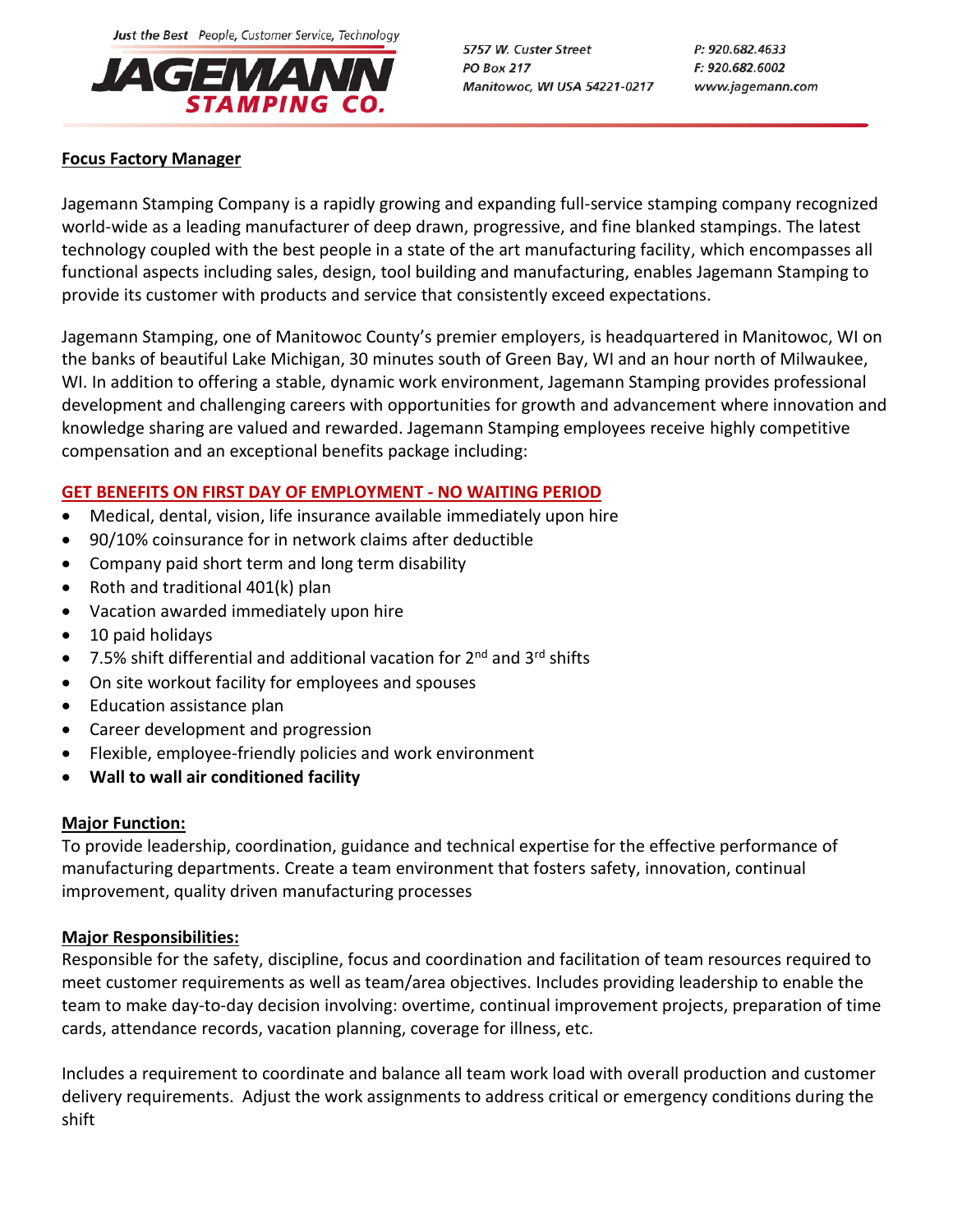Just the Best People, Customer Service, Technology

**JAGEMANN STAMPING CO.**

5757 W. Custer Street
PO Box 217
Manitowoc, WI USA 54221-0217

P: 920.682.4633
F: 920.682.6002
www.jagemann.com

## Focus Factory Manager

Jagemann Stamping Company is a rapidly growing and expanding full-service stamping company recognized world-wide as a leading manufacturer of deep drawn, progressive, and fine blanked stampings. The latest technology coupled with the best people in a state of the art manufacturing facility, which encompasses all functional aspects including sales, design, tool building and manufacturing, enables Jagemann Stamping to provide its customer with products and service that consistently exceed expectations.

Jagemann Stamping, one of Manitowoc County's premier employers, is headquartered in Manitowoc, WI on the banks of beautiful Lake Michigan, 30 minutes south of Green Bay, WI and an hour north of Milwaukee, WI. In addition to offering a stable, dynamic work environment, Jagemann Stamping provides professional development and challenging careers with opportunities for growth and advancement where innovation and knowledge sharing are valued and rewarded. Jagemann Stamping employees receive highly competitive compensation and an exceptional benefits package including:

**GET BENEFITS ON FIRST DAY OF EMPLOYMENT - NO WAITING PERIOD**

- Medical, dental, vision, life insurance available immediately upon hire
- 90/10% coinsurance for in network claims after deductible
- Company paid short term and long term disability
- Roth and traditional 401(k) plan
- Vacation awarded immediately upon hire
- 10 paid holidays
- 7.5% shift differential and additional vacation for 2nd and 3rd shifts
- On site workout facility for employees and spouses
- Education assistance plan
- Career development and progression
- Flexible, employee-friendly policies and work environment
- **Wall to wall air conditioned facility**

### Major Function:

To provide leadership, coordination, guidance and technical expertise for the effective performance of manufacturing departments. Create a team environment that fosters safety, innovation, continual improvement, quality driven manufacturing processes

### Major Responsibilities:

Responsible for the safety, discipline, focus and coordination and facilitation of team resources required to meet customer requirements as well as team/area objectives. Includes providing leadership to enable the team to make day-to-day decision involving: overtime, continual improvement projects, preparation of time cards, attendance records, vacation planning, coverage for illness, etc.

Includes a requirement to coordinate and balance all team work load with overall production and customer delivery requirements. Adjust the work assignments to address critical or emergency conditions during the shift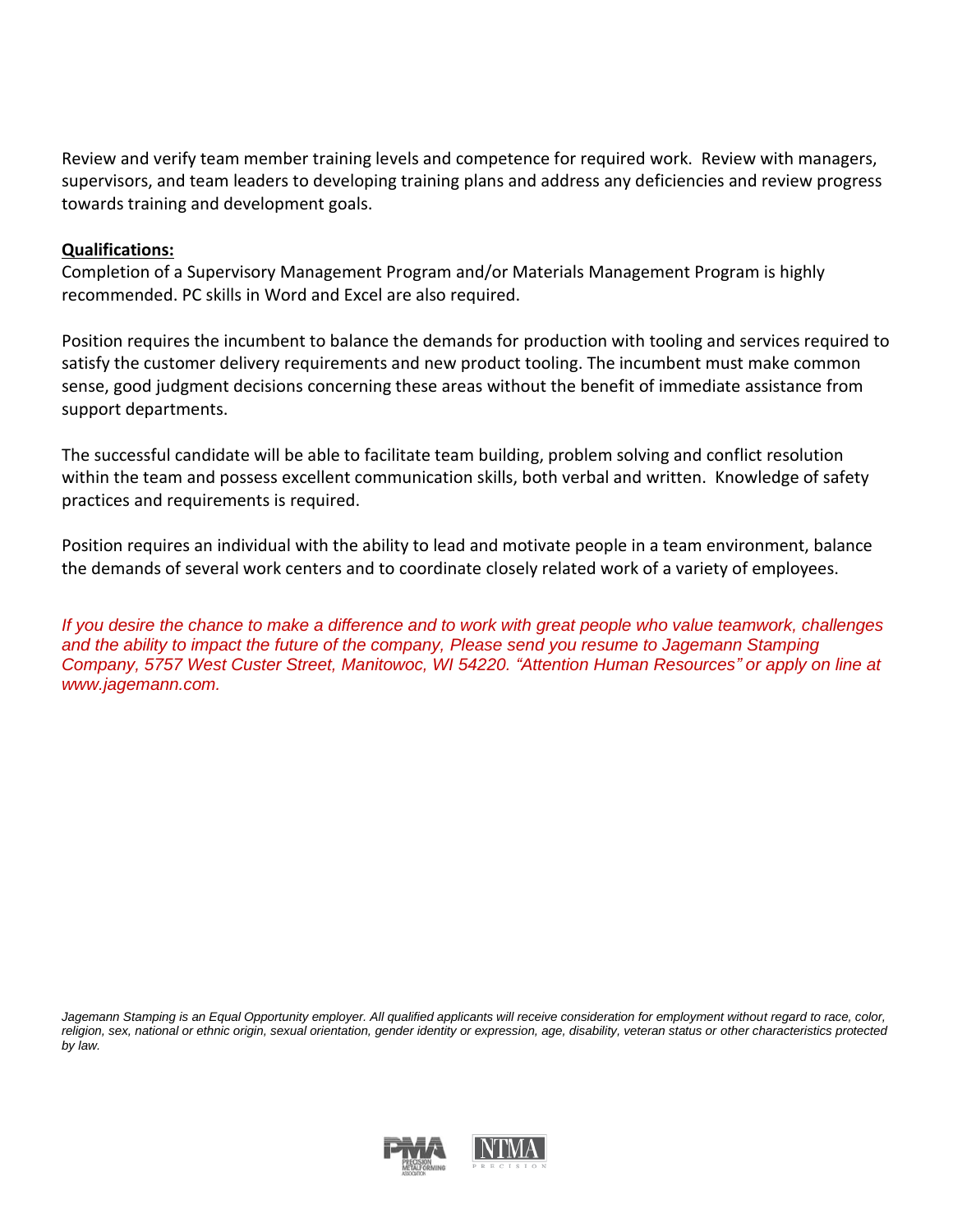Review and verify team member training levels and competence for required work. Review with managers, supervisors, and team leaders to developing training plans and address any deficiencies and review progress towards training and development goals.

**Qualifications:**

Completion of a Supervisory Management Program and/or Materials Management Program is highly recommended. PC skills in Word and Excel are also required.

Position requires the incumbent to balance the demands for production with tooling and services required to satisfy the customer delivery requirements and new product tooling. The incumbent must make common sense, good judgment decisions concerning these areas without the benefit of immediate assistance from support departments.

The successful candidate will be able to facilitate team building, problem solving and conflict resolution within the team and possess excellent communication skills, both verbal and written. Knowledge of safety practices and requirements is required.

Position requires an individual with the ability to lead and motivate people in a team environment, balance the demands of several work centers and to coordinate closely related work of a variety of employees.

*If you desire the chance to make a difference and to work with great people who value teamwork, challenges and the ability to impact the future of the company, Please send you resume to Jagemann Stamping Company, 5757 West Custer Street, Manitowoc, WI 54220. "Attention Human Resources" or apply on line at www.jagemann.com.*

*Jagemann Stamping is an Equal Opportunity employer. All qualified applicants will receive consideration for employment without regard to race, color, religion, sex, national or ethnic origin, sexual orientation, gender identity or expression, age, disability, veteran status or other characteristics protected by law.*